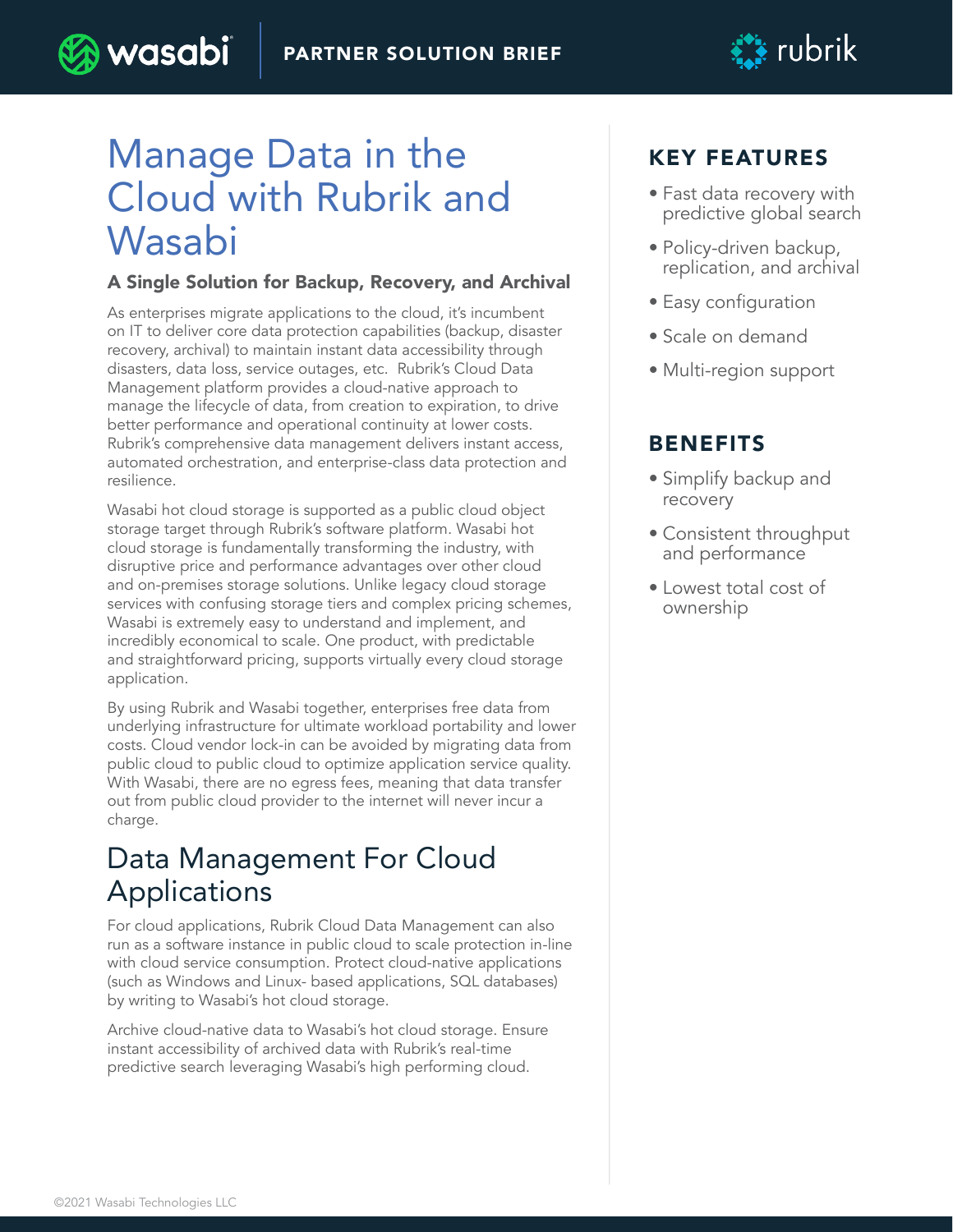PARTNER SOLUTION BRIEF

# Manage Data in the Cloud with Rubrik and Wasabi

### A Single Solution for Backup, Recovery, and Archival

As enterprises migrate applications to the cloud, it's incumbent on IT to deliver core data protection capabilities (backup, disaster recovery, archival) to maintain instant data accessibility through disasters, data loss, service outages, etc. Rubrik's Cloud Data Management platform provides a cloud-native approach to manage the lifecycle of data, from creation to expiration, to drive better performance and operational continuity at lower costs. Rubrik's comprehensive data management delivers instant access, automated orchestration, and enterprise-class data protection and resilience.

Wasabi hot cloud storage is supported as a public cloud object storage target through Rubrik's software platform. Wasabi hot cloud storage is fundamentally transforming the industry, with disruptive price and performance advantages over other cloud and on-premises storage solutions. Unlike legacy cloud storage services with confusing storage tiers and complex pricing schemes, Wasabi is extremely easy to understand and implement, and incredibly economical to scale. One product, with predictable and straightforward pricing, supports virtually every cloud storage application.

By using Rubrik and Wasabi together, enterprises free data from underlying infrastructure for ultimate workload portability and lower costs. Cloud vendor lock-in can be avoided by migrating data from public cloud to public cloud to optimize application service quality. With Wasabi, there are no egress fees, meaning that data transfer out from public cloud provider to the internet will never incur a charge.

## Data Management For Cloud Applications

For cloud applications, Rubrik Cloud Data Management can also run as a software instance in public cloud to scale protection in-line with cloud service consumption. Protect cloud-native applications (such as Windows and Linux- based applications, SQL databases) by writing to Wasabi's hot cloud storage.

Archive cloud-native data to Wasabi's hot cloud storage. Ensure instant accessibility of archived data with Rubrik's real-time predictive search leveraging Wasabi's high performing cloud.

## KEY FEATURES

- Fast data recovery with predictive global search
- Policy-driven backup, replication, and archival
- Easy configuration
- Scale on demand
- Multi-region support

## BENEFITS

- Simplify backup and recovery
- Consistent throughput and performance
- Lowest total cost of ownership

©2021 Wasabi Technologies LLC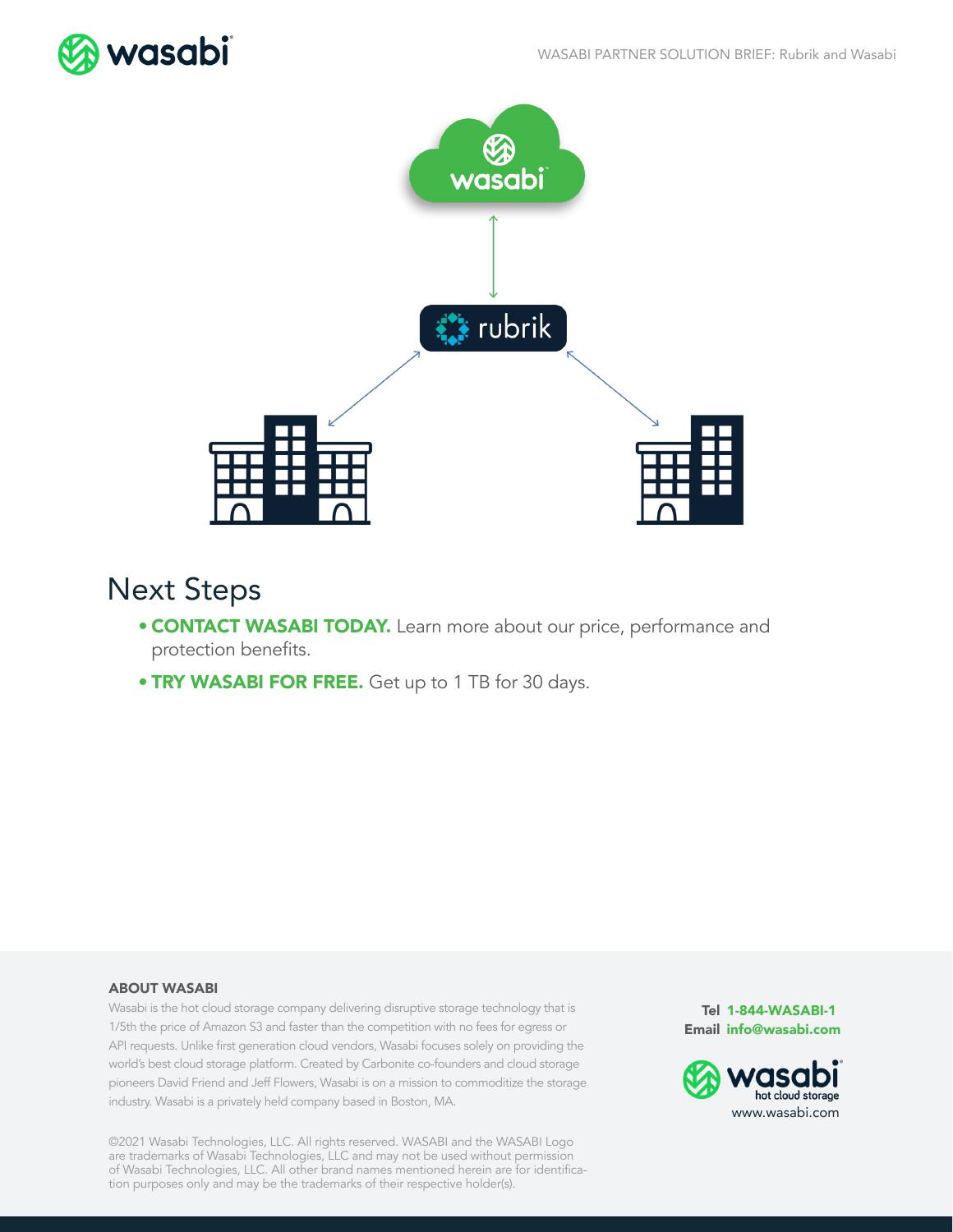## Next Steps

- **CONTACT WASABI TODAY.** Learn more about our price, performance and protection benefits.
- **TRY WASABI FOR FREE.** Get up to 1 TB for 30 days.

### ABOUT WASABI

Wasabi is the hot cloud storage company delivering disruptive storage technology that is 1/5th the price of Amazon S3 and faster than the competition with no fees for egress or API requests. Unlike first generation cloud vendors, Wasabi focuses solely on providing the world's best cloud storage platform. Created by Carbonite co-founders and cloud storage pioneers David Friend and Jeff Flowers, Wasabi is on a mission to commoditize the storage industry. Wasabi is a privately held company based in Boston, MA.

©2021 Wasabi Technologies, LLC. All rights reserved. WASABI and the WASABI Logo are trademarks of Wasabi Technologies, LLC and may not be used without permission of Wasabi Technologies, LLC. All other brand names mentioned herein are for identification purposes only and may be the trademarks of their respective holder(s).

**Tel** 1-844-WASABI-1
**Email** info@wasabi.com

wasabi hot cloud storage
www.wasabi.com